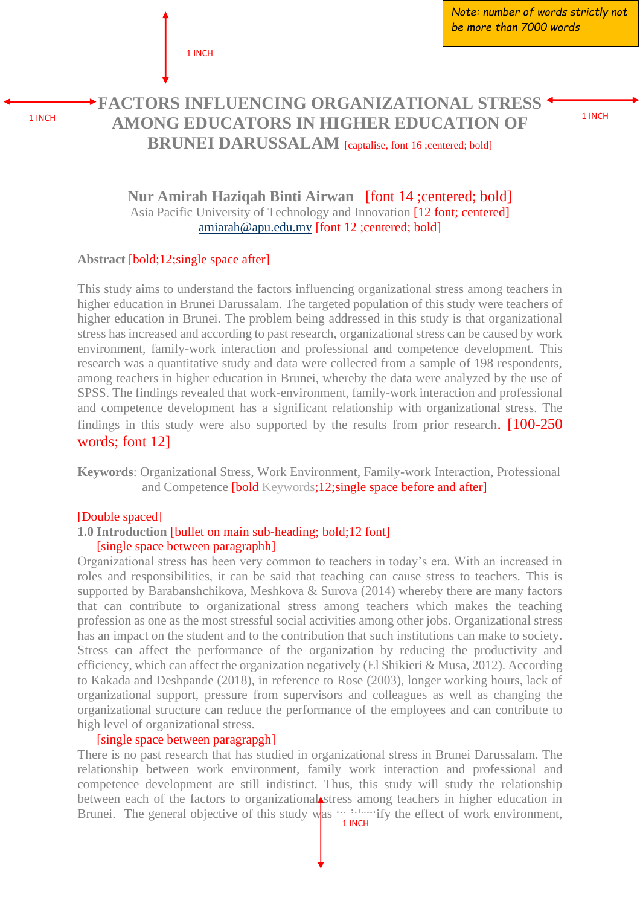Note: number of words strictly not be more than 7000 words

1 INCH

1 INCH

1 INCH

# FACTORS INFLUENCING ORGANIZATIONAL STRESS AMONG EDUCATORS IN HIGHER EDUCATION OF BRUNEI DARUSSALAM [captalise, font 16 ;centered; bold]

**Nur Amirah Haziqah Binti Airwan** [font 14 ;centered; bold]
Asia Pacific University of Technology and Innovation [12 font; centered]
amiarah@apu.edu.my [font 12 ;centered; bold]

**Abstract** [bold;12;single space after]

This study aims to understand the factors influencing organizational stress among teachers in higher education in Brunei Darussalam. The targeted population of this study were teachers of higher education in Brunei. The problem being addressed in this study is that organizational stress has increased and according to past research, organizational stress can be caused by work environment, family-work interaction and professional and competence development. This research was a quantitative study and data were collected from a sample of 198 respondents, among teachers in higher education in Brunei, whereby the data were analyzed by the use of SPSS. The findings revealed that work-environment, family-work interaction and professional and competence development has a significant relationship with organizational stress. The findings in this study were also supported by the results from prior research. [100-250 words; font 12]

**Keywords**: Organizational Stress, Work Environment, Family-work Interaction, Professional and Competence [bold Keywords;12;single space before and after]

[Double spaced]

## 1.0 Introduction [bullet on main sub-heading; bold;12 font]

[single space between paragraphh]

Organizational stress has been very common to teachers in today's era. With an increased in roles and responsibilities, it can be said that teaching can cause stress to teachers. This is supported by Barabanshchikova, Meshkova & Surova (2014) whereby there are many factors that can contribute to organizational stress among teachers which makes the teaching profession as one as the most stressful social activities among other jobs. Organizational stress has an impact on the student and to the contribution that such institutions can make to society. Stress can affect the performance of the organization by reducing the productivity and efficiency, which can affect the organization negatively (El Shikieri & Musa, 2012). According to Kakada and Deshpande (2018), in reference to Rose (2003), longer working hours, lack of organizational support, pressure from supervisors and colleagues as well as changing the organizational structure can reduce the performance of the employees and can contribute to high level of organizational stress.

[single space between paragrapgh]

There is no past research that has studied in organizational stress in Brunei Darussalam. The relationship between work environment, family work interaction and professional and competence development are still indistinct. Thus, this study will study the relationship between each of the factors to organizational stress among teachers in higher education in Brunei. The general objective of this study was to identify the effect of work environment,

1 INCH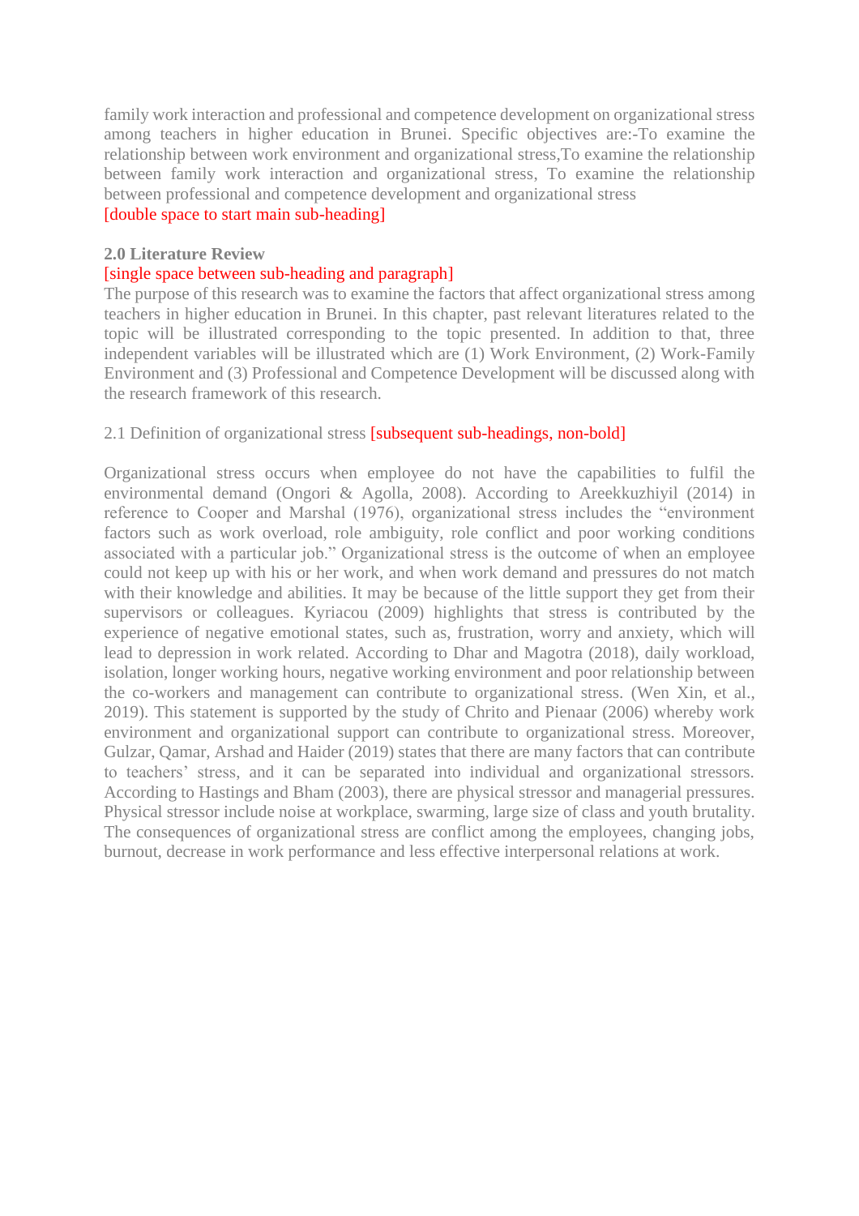family work interaction and professional and competence development on organizational stress among teachers in higher education in Brunei. Specific objectives are:-To examine the relationship between work environment and organizational stress,To examine the relationship between family work interaction and organizational stress, To examine the relationship between professional and competence development and organizational stress

[double space to start main sub-heading]

**2.0 Literature Review**

[single space between sub-heading and paragraph]

The purpose of this research was to examine the factors that affect organizational stress among teachers in higher education in Brunei. In this chapter, past relevant literatures related to the topic will be illustrated corresponding to the topic presented. In addition to that, three independent variables will be illustrated which are (1) Work Environment, (2) Work-Family Environment and (3) Professional and Competence Development will be discussed along with the research framework of this research.

2.1 Definition of organizational stress [subsequent sub-headings, non-bold]

Organizational stress occurs when employee do not have the capabilities to fulfil the environmental demand (Ongori & Agolla, 2008). According to Areekkuzhiyil (2014) in reference to Cooper and Marshal (1976), organizational stress includes the "environment factors such as work overload, role ambiguity, role conflict and poor working conditions associated with a particular job." Organizational stress is the outcome of when an employee could not keep up with his or her work, and when work demand and pressures do not match with their knowledge and abilities. It may be because of the little support they get from their supervisors or colleagues. Kyriacou (2009) highlights that stress is contributed by the experience of negative emotional states, such as, frustration, worry and anxiety, which will lead to depression in work related. According to Dhar and Magotra (2018), daily workload, isolation, longer working hours, negative working environment and poor relationship between the co-workers and management can contribute to organizational stress. (Wen Xin, et al., 2019). This statement is supported by the study of Chrito and Pienaar (2006) whereby work environment and organizational support can contribute to organizational stress. Moreover, Gulzar, Qamar, Arshad and Haider (2019) states that there are many factors that can contribute to teachers' stress, and it can be separated into individual and organizational stressors. According to Hastings and Bham (2003), there are physical stressor and managerial pressures. Physical stressor include noise at workplace, swarming, large size of class and youth brutality. The consequences of organizational stress are conflict among the employees, changing jobs, burnout, decrease in work performance and less effective interpersonal relations at work.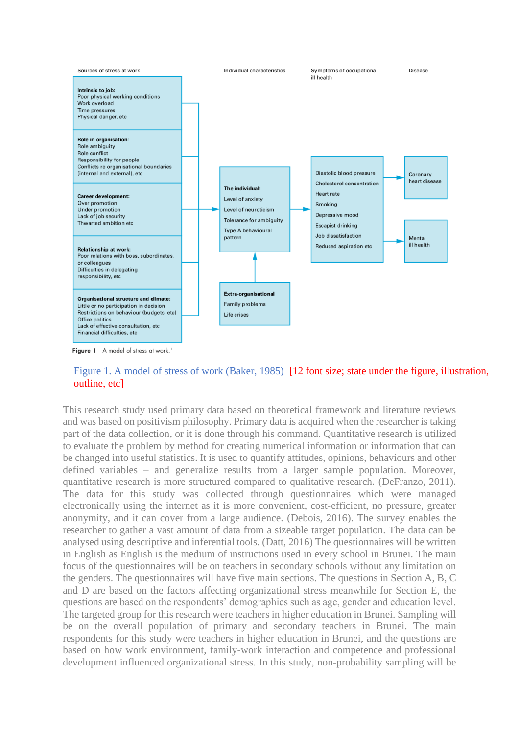Sources of stress at work | Individual characteristics | Symptoms of occupational ill health | Disease

**Intrinsic to job:**
Poor physical working conditions
Work overload
Time pressures
Physical danger, etc

**Role in organisation:**
Role ambiguity
Role conflict
Responsibility for people
Conflicts re organisational boundaries (internal and external), etc

**Career development:**
Over promotion
Under promotion
Lack of job security
Thwarted ambition etc

**Relationship at work:**
Poor relations with boss, subordinates, or colleagues
Difficulties in delegating responsibility, etc

**Organisational structure and climate:**
Little or no participation in decision
Restrictions on behaviour (budgets, etc)
Office politics
Lack of effective consultation, etc
Financial difficulties, etc

**The individual:**
Level of anxiety
Level of neuroticism
Tolerance for ambiguity
Type A behavioural pattern

**Extra-organisational**
Family problems
Life crises

Diastolic blood pressure
Cholesterol concentration
Heart rate
Smoking
Depressive mood
Escapist drinking
Job dissatisfaction
Reduced aspiration etc

Coronary heart disease

Mental ill health

**Figure 1** A model of stress at work.[1]

Figure 1. A model of stress of work (Baker, 1985) [12 font size; state under the figure, illustration, outline, etc]

This research study used primary data based on theoretical framework and literature reviews and was based on positivism philosophy. Primary data is acquired when the researcher is taking part of the data collection, or it is done through his command. Quantitative research is utilized to evaluate the problem by method for creating numerical information or information that can be changed into useful statistics. It is used to quantify attitudes, opinions, behaviours and other defined variables – and generalize results from a larger sample population. Moreover, quantitative research is more structured compared to qualitative research. (DeFranzo, 2011). The data for this study was collected through questionnaires which were managed electronically using the internet as it is more convenient, cost-efficient, no pressure, greater anonymity, and it can cover from a large audience. (Debois, 2016). The survey enables the researcher to gather a vast amount of data from a sizeable target population. The data can be analysed using descriptive and inferential tools. (Datt, 2016) The questionnaires will be written in English as English is the medium of instructions used in every school in Brunei. The main focus of the questionnaires will be on teachers in secondary schools without any limitation on the genders. The questionnaires will have five main sections. The questions in Section A, B, C and D are based on the factors affecting organizational stress meanwhile for Section E, the questions are based on the respondents' demographics such as age, gender and education level. The targeted group for this research were teachers in higher education in Brunei. Sampling will be on the overall population of primary and secondary teachers in Brunei. The main respondents for this study were teachers in higher education in Brunei, and the questions are based on how work environment, family-work interaction and competence and professional development influenced organizational stress. In this study, non-probability sampling will be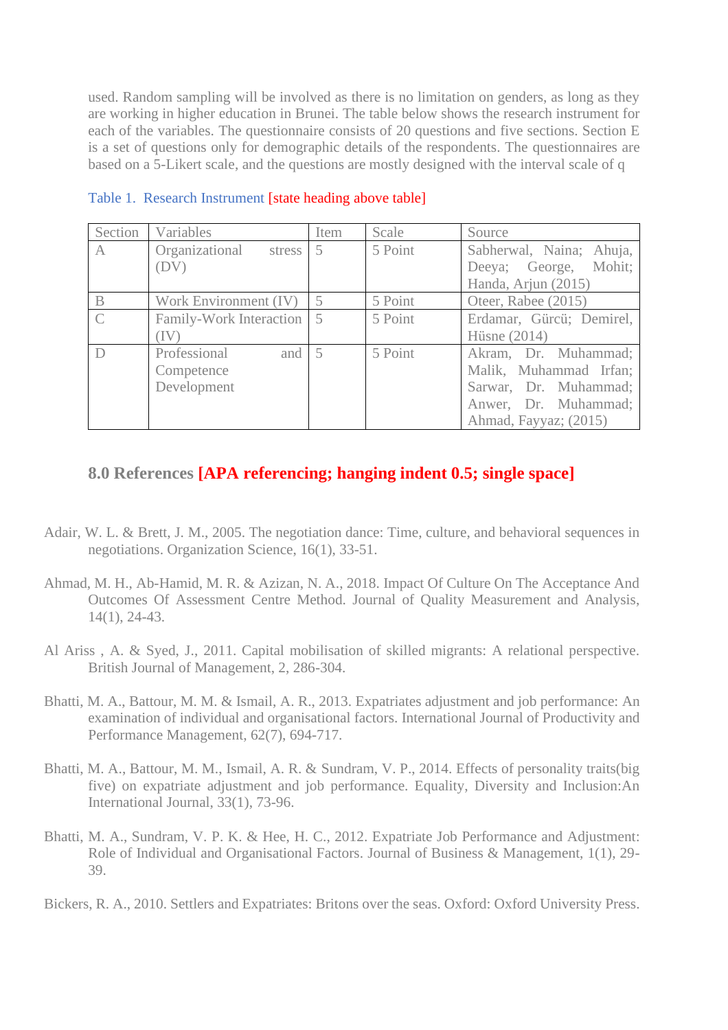used. Random sampling will be involved as there is no limitation on genders, as long as they are working in higher education in Brunei. The table below shows the research instrument for each of the variables. The questionnaire consists of 20 questions and five sections. Section E is a set of questions only for demographic details of the respondents. The questionnaires are based on a 5-Likert scale, and the questions are mostly designed with the interval scale of q

Table 1. Research Instrument [state heading above table]

| Section | Variables | Item | Scale | Source |
|---|---|---|---|---|
| A | Organizational stress (DV) | 5 | 5 Point | Sabherwal, Naina; Ahuja, Deeya; George, Mohit; Handa, Arjun (2015) |
| B | Work Environment (IV) | 5 | 5 Point | Oteer, Rabee (2015) |
| C | Family-Work Interaction (IV) | 5 | 5 Point | Erdamar, Gürcü; Demirel, Hüsne (2014) |
| D | Professional and Competence Development | 5 | 5 Point | Akram, Dr. Muhammad; Malik, Muhammad Irfan; Sarwar, Dr. Muhammad; Anwer, Dr. Muhammad; Ahmad, Fayyaz; (2015) |

## 8.0 References [APA referencing; hanging indent 0.5; single space]

Adair, W. L. & Brett, J. M., 2005. The negotiation dance: Time, culture, and behavioral sequences in negotiations. Organization Science, 16(1), 33-51.

Ahmad, M. H., Ab-Hamid, M. R. & Azizan, N. A., 2018. Impact Of Culture On The Acceptance And Outcomes Of Assessment Centre Method. Journal of Quality Measurement and Analysis, 14(1), 24-43.

Al Ariss , A. & Syed, J., 2011. Capital mobilisation of skilled migrants: A relational perspective. British Journal of Management, 2, 286-304.

Bhatti, M. A., Battour, M. M. & Ismail, A. R., 2013. Expatriates adjustment and job performance: An examination of individual and organisational factors. International Journal of Productivity and Performance Management, 62(7), 694-717.

Bhatti, M. A., Battour, M. M., Ismail, A. R. & Sundram, V. P., 2014. Effects of personality traits(big five) on expatriate adjustment and job performance. Equality, Diversity and Inclusion:An International Journal, 33(1), 73-96.

Bhatti, M. A., Sundram, V. P. K. & Hee, H. C., 2012. Expatriate Job Performance and Adjustment: Role of Individual and Organisational Factors. Journal of Business & Management, 1(1), 29-39.

Bickers, R. A., 2010. Settlers and Expatriates: Britons over the seas. Oxford: Oxford University Press.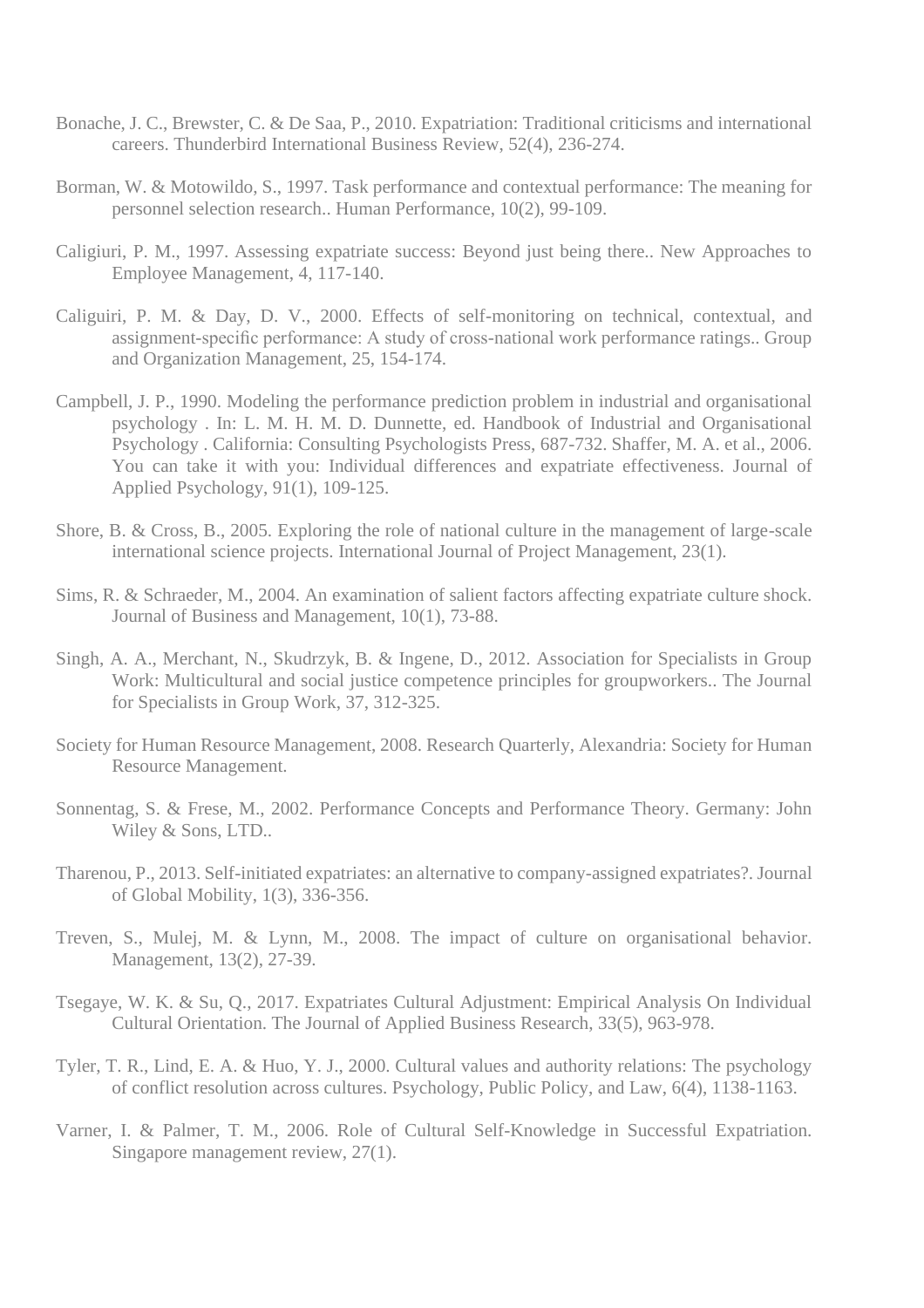Bonache, J. C., Brewster, C. & De Saa, P., 2010. Expatriation: Traditional criticisms and international careers. Thunderbird International Business Review, 52(4), 236-274.

Borman, W. & Motowildo, S., 1997. Task performance and contextual performance: The meaning for personnel selection research.. Human Performance, 10(2), 99-109.

Caligiuri, P. M., 1997. Assessing expatriate success: Beyond just being there.. New Approaches to Employee Management, 4, 117-140.

Caligiuri, P. M. & Day, D. V., 2000. Effects of self-monitoring on technical, contextual, and assignment-specific performance: A study of cross-national work performance ratings.. Group and Organization Management, 25, 154-174.

Campbell, J. P., 1990. Modeling the performance prediction problem in industrial and organisational psychology . In: L. M. H. M. D. Dunnette, ed. Handbook of Industrial and Organisational Psychology . California: Consulting Psychologists Press, 687-732. Shaffer, M. A. et al., 2006. You can take it with you: Individual differences and expatriate effectiveness. Journal of Applied Psychology, 91(1), 109-125.

Shore, B. & Cross, B., 2005. Exploring the role of national culture in the management of large-scale international science projects. International Journal of Project Management, 23(1).

Sims, R. & Schraeder, M., 2004. An examination of salient factors affecting expatriate culture shock. Journal of Business and Management, 10(1), 73-88.

Singh, A. A., Merchant, N., Skudrzyk, B. & Ingene, D., 2012. Association for Specialists in Group Work: Multicultural and social justice competence principles for groupworkers.. The Journal for Specialists in Group Work, 37, 312-325.

Society for Human Resource Management, 2008. Research Quarterly, Alexandria: Society for Human Resource Management.

Sonnentag, S. & Frese, M., 2002. Performance Concepts and Performance Theory. Germany: John Wiley & Sons, LTD..

Tharenou, P., 2013. Self-initiated expatriates: an alternative to company-assigned expatriates?. Journal of Global Mobility, 1(3), 336-356.

Treven, S., Mulej, M. & Lynn, M., 2008. The impact of culture on organisational behavior. Management, 13(2), 27-39.

Tsegaye, W. K. & Su, Q., 2017. Expatriates Cultural Adjustment: Empirical Analysis On Individual Cultural Orientation. The Journal of Applied Business Research, 33(5), 963-978.

Tyler, T. R., Lind, E. A. & Huo, Y. J., 2000. Cultural values and authority relations: The psychology of conflict resolution across cultures. Psychology, Public Policy, and Law, 6(4), 1138-1163.

Varner, I. & Palmer, T. M., 2006. Role of Cultural Self-Knowledge in Successful Expatriation. Singapore management review, 27(1).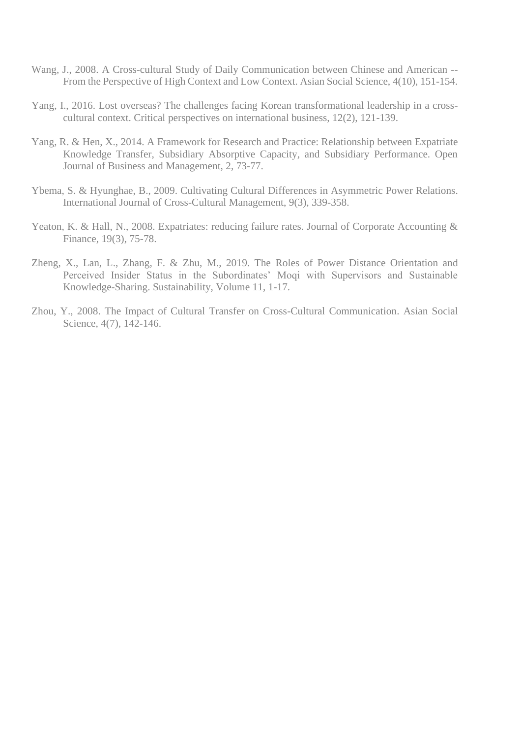Wang, J., 2008. A Cross-cultural Study of Daily Communication between Chinese and American -- From the Perspective of High Context and Low Context. Asian Social Science, 4(10), 151-154.

Yang, I., 2016. Lost overseas? The challenges facing Korean transformational leadership in a cross-cultural context. Critical perspectives on international business, 12(2), 121-139.

Yang, R. & Hen, X., 2014. A Framework for Research and Practice: Relationship between Expatriate Knowledge Transfer, Subsidiary Absorptive Capacity, and Subsidiary Performance. Open Journal of Business and Management, 2, 73-77.

Ybema, S. & Hyunghae, B., 2009. Cultivating Cultural Differences in Asymmetric Power Relations. International Journal of Cross-Cultural Management, 9(3), 339-358.

Yeaton, K. & Hall, N., 2008. Expatriates: reducing failure rates. Journal of Corporate Accounting & Finance, 19(3), 75-78.

Zheng, X., Lan, L., Zhang, F. & Zhu, M., 2019. The Roles of Power Distance Orientation and Perceived Insider Status in the Subordinates' Moqi with Supervisors and Sustainable Knowledge-Sharing. Sustainability, Volume 11, 1-17.

Zhou, Y., 2008. The Impact of Cultural Transfer on Cross-Cultural Communication. Asian Social Science, 4(7), 142-146.